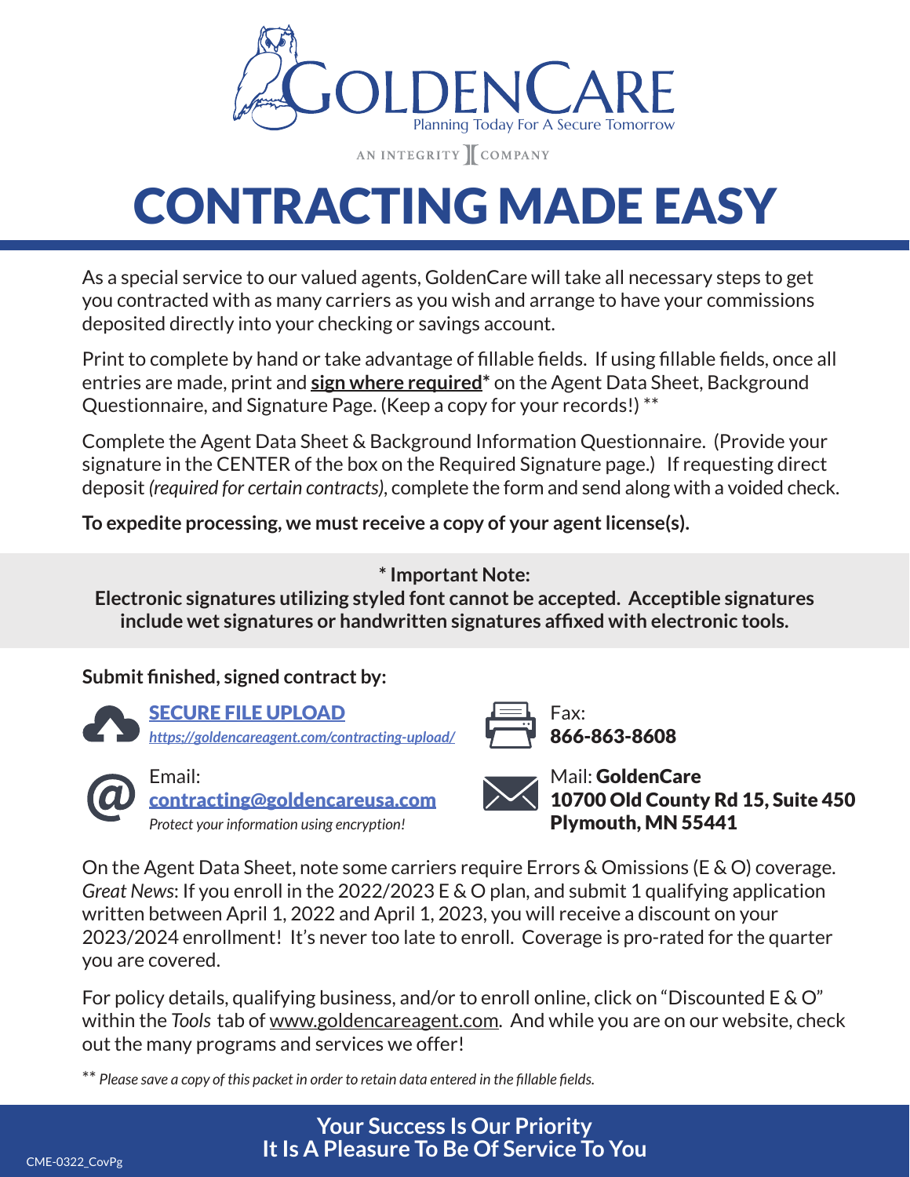GOLDENCARE

Planning Today For A Secure Tomorrow

AN INTEGRITY COMPANY

# CONTRACTING MADE EASY

As a special service to our valued agents, GoldenCare will take all necessary steps to get you contracted with as many carriers as you wish and arrange to have your commissions deposited directly into your checking or savings account.

Print to complete by hand or take advantage of fillable fields. If using fillable fields, once all entries are made, print and **sign where required*** on the Agent Data Sheet, Background Questionnaire, and Signature Page. (Keep a copy for your records!) **

Complete the Agent Data Sheet & Background Information Questionnaire. (Provide your signature in the CENTER of the box on the Required Signature page.) If requesting direct deposit *(required for certain contracts)*, complete the form and send along with a voided check.

**To expedite processing, we must receive a copy of your agent license(s).**

**\* Important Note:**
**Electronic signatures utilizing styled font cannot be accepted. Acceptible signatures include wet signatures or handwritten signatures affixed with electronic tools.**

**Submit finished, signed contract by:**

**SECURE FILE UPLOAD**
*https://goldencareagent.com/contracting-upload/*

Email:
**contracting@goldencareusa.com**
*Protect your information using encryption!*

Fax:
**866-863-8608**

Mail: **GoldenCare**
**10700 Old County Rd 15, Suite 450**
**Plymouth, MN 55441**

On the Agent Data Sheet, note some carriers require Errors & Omissions (E & O) coverage. *Great News*: If you enroll in the 2022/2023 E & O plan, and submit 1 qualifying application written between April 1, 2022 and April 1, 2023, you will receive a discount on your 2023/2024 enrollment! It's never too late to enroll. Coverage is pro-rated for the quarter you are covered.

For policy details, qualifying business, and/or to enroll online, click on "Discounted E & O" within the *Tools* tab of www.goldencareagent.com. And while you are on our website, check out the many programs and services we offer!

** *Please save a copy of this packet in order to retain data entered in the fillable fields.*

**Your Success Is Our Priority**
**It Is A Pleasure To Be Of Service To You**

CME-0322_CovPg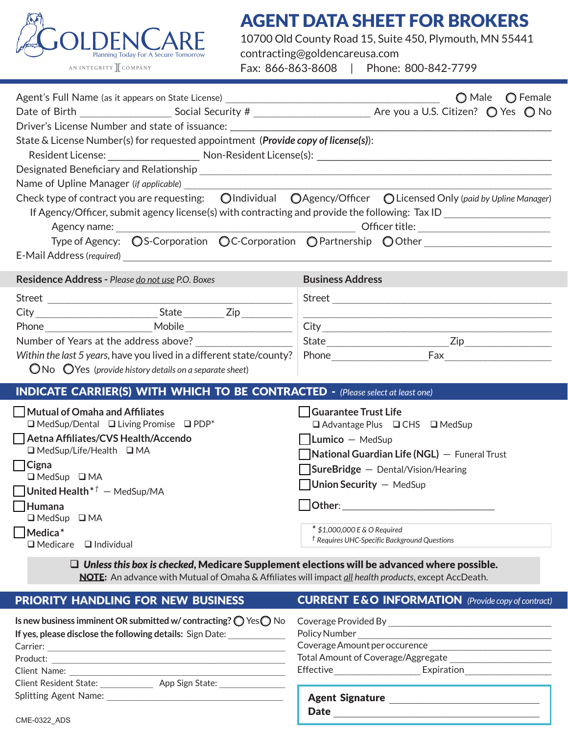GOLDENCARE
Planning Today For A Secure Tomorrow
AN INTEGRITY COMPANY

# AGENT DATA SHEET FOR BROKERS

10700 Old County Road 15, Suite 450, Plymouth, MN 55441
contracting@goldencareusa.com
Fax: 866-863-8608 | Phone: 800-842-7799

Agent's Full Name (as it appears on State License) ____________________ ◯ Male ◯ Female
Date of Birth ____________ Social Security # ____________ Are you a U.S. Citizen? ◯ Yes ◯ No
Driver's License Number and state of issuance: ____________________
State & License Number(s) for requested appointment (***Provide copy of license(s)***):
Resident License: ____________ Non-Resident License(s): ____________________
Designated Beneficiary and Relationship ____________________
Name of Upline Manager (*if applicable*) ____________________
Check type of contract you are requesting: ◯ Individual ◯ Agency/Officer ◯ Licensed Only (*paid by Upline Manager*)
If Agency/Officer, submit agency license(s) with contracting and provide the following: Tax ID ____________
Agency name: ____________________ Officer title: ____________
Type of Agency: ◯ S-Corporation ◯ C-Corporation ◯ Partnership ◯ Other ____________
E-Mail Address (*required*) ____________________

**Residence Address** - *Please do not use P.O. Boxes*

Street ____________________
City ____________ State ______ Zip ______
Phone ____________ Mobile ____________
Number of Years at the address above? ____________
*Within the last 5 years*, have you lived in a different state/county?
◯ No ◯ Yes (*provide history details on a separate sheet*)

**Business Address**

Street ____________________
____________________
City ____________________
State ____________ Zip ____________
Phone ____________ Fax ____________

## INDICATE CARRIER(S) WITH WHICH TO BE CONTRACTED - (*Please select at least one*)

☐ **Mutual of Omaha and Affiliates**
❑ MedSup/Dental ❑ Living Promise ❑ PDP*

☐ **Aetna Affiliates/CVS Health/Accendo**
❑ MedSup/Life/Health ❑ MA

☐ **Cigna**
❑ MedSup ❑ MA

☐ **United Health**[*†] — MedSup/MA

☐ **Humana**
❑ MedSup ❑ MA

☐ **Medica***
❑ Medicare ❑ Individual

☐ **Guarantee Trust Life**
❑ Advantage Plus ❑ CHS ❑ MedSup

☐ **Lumico** — MedSup

☐ **National Guardian Life (NGL)** — Funeral Trust

☐ **SureBridge** — Dental/Vision/Hearing

☐ **Union Security** — MedSup

☐ **Other**: ____________________

*\* $1,000,000 E & O Required*
*† Requires UHC-Specific Background Questions*

❑ ***Unless this box is checked*, Medicare Supplement elections will be advanced where possible.**
**NOTE:** An advance with Mutual of Omaha & Affiliates will impact *all health products*, except AccDeath.

## PRIORITY HANDLING FOR NEW BUSINESS

**Is new business imminent OR submitted w/ contracting?** ◯ Yes ◯ No
**If yes, please disclose the following details:** Sign Date: ____________
Carrier: ____________________
Product: ____________________
Client Name: ____________________
Client Resident State: ____________ App Sign State: ____________
Splitting Agent Name: ____________________

## CURRENT E&O INFORMATION (*Provide copy of contract*)

Coverage Provided By ____________________
Policy Number ____________________
Coverage Amount per occurence ____________________
Total Amount of Coverage/Aggregate ____________________
Effective ____________ Expiration ____________

**Agent Signature** ____________________
**Date** ____________________

CME-0322_ADS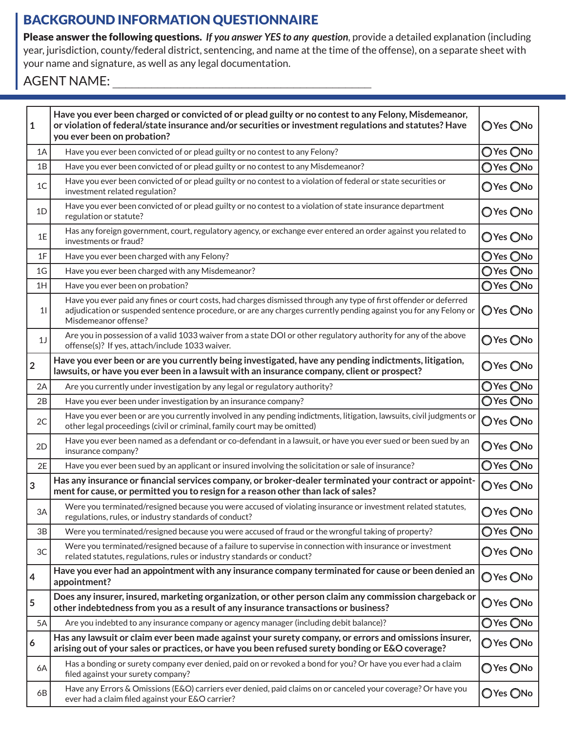# BACKGROUND INFORMATION QUESTIONNAIRE

**Please answer the following questions.** ***If you answer YES to any question***, provide a detailed explanation (including year, jurisdiction, county/federal district, sentencing, and name at the time of the offense), on a separate sheet with your name and signature, as well as any legal documentation.

AGENT NAME: ______________________________________

| | | |
|---|---|---|
| **1** | **Have you ever been charged or convicted of or plead guilty or no contest to any Felony, Misdemeanor, or violation of federal/state insurance and/or securities or investment regulations and statutes? Have you ever been on probation?** | ◯ Yes ◯ No |
| 1A | Have you ever been convicted of or plead guilty or no contest to any Felony? | ◯ Yes ◯ No |
| 1B | Have you ever been convicted of or plead guilty or no contest to any Misdemeanor? | ◯ Yes ◯ No |
| 1C | Have you ever been convicted of or plead guilty or no contest to a violation of federal or state securities or investment related regulation? | ◯ Yes ◯ No |
| 1D | Have you ever been convicted of or plead guilty or no contest to a violation of state insurance department regulation or statute? | ◯ Yes ◯ No |
| 1E | Has any foreign government, court, regulatory agency, or exchange ever entered an order against you related to investments or fraud? | ◯ Yes ◯ No |
| 1F | Have you ever been charged with any Felony? | ◯ Yes ◯ No |
| 1G | Have you ever been charged with any Misdemeanor? | ◯ Yes ◯ No |
| 1H | Have you ever been on probation? | ◯ Yes ◯ No |
| 1I | Have you ever paid any fines or court costs, had charges dismissed through any type of first offender or deferred adjudication or suspended sentence procedure, or are any charges currently pending against you for any Felony or Misdemeanor offense? | ◯ Yes ◯ No |
| 1J | Are you in possession of a valid 1033 waiver from a state DOI or other regulatory authority for any of the above offense(s)? If yes, attach/include 1033 waiver. | ◯ Yes ◯ No |
| **2** | **Have you ever been or are you currently being investigated, have any pending indictments, litigation, lawsuits, or have you ever been in a lawsuit with an insurance company, client or prospect?** | ◯ Yes ◯ No |
| 2A | Are you currently under investigation by any legal or regulatory authority? | ◯ Yes ◯ No |
| 2B | Have you ever been under investigation by an insurance company? | ◯ Yes ◯ No |
| 2C | Have you ever been or are you currently involved in any pending indictments, litigation, lawsuits, civil judgments or other legal proceedings (civil or criminal, family court may be omitted) | ◯ Yes ◯ No |
| 2D | Have you ever been named as a defendant or co-defendant in a lawsuit, or have you ever sued or been sued by an insurance company? | ◯ Yes ◯ No |
| 2E | Have you ever been sued by an applicant or insured involving the solicitation or sale of insurance? | ◯ Yes ◯ No |
| **3** | **Has any insurance or financial services company, or broker-dealer terminated your contract or appointment for cause, or permitted you to resign for a reason other than lack of sales?** | ◯ Yes ◯ No |
| 3A | Were you terminated/resigned because you were accused of violating insurance or investment related statutes, regulations, rules, or industry standards of conduct? | ◯ Yes ◯ No |
| 3B | Were you terminated/resigned because you were accused of fraud or the wrongful taking of property? | ◯ Yes ◯ No |
| 3C | Were you terminated/resigned because of a failure to supervise in connection with insurance or investment related statutes, regulations, rules or industry standards or conduct? | ◯ Yes ◯ No |
| **4** | **Have you ever had an appointment with any insurance company terminated for cause or been denied an appointment?** | ◯ Yes ◯ No |
| **5** | **Does any insurer, insured, marketing organization, or other person claim any commission chargeback or other indebtedness from you as a result of any insurance transactions or business?** | ◯ Yes ◯ No |
| 5A | Are you indebted to any insurance company or agency manager (including debit balance)? | ◯ Yes ◯ No |
| **6** | **Has any lawsuit or claim ever been made against your surety company, or errors and omissions insurer, arising out of your sales or practices, or have you been refused surety bonding or E&O coverage?** | ◯ Yes ◯ No |
| 6A | Has a bonding or surety company ever denied, paid on or revoked a bond for you? Or have you ever had a claim filed against your surety company? | ◯ Yes ◯ No |
| 6B | Have any Errors & Omissions (E&O) carriers ever denied, paid claims on or canceled your coverage? Or have you ever had a claim filed against your E&O carrier? | ◯ Yes ◯ No |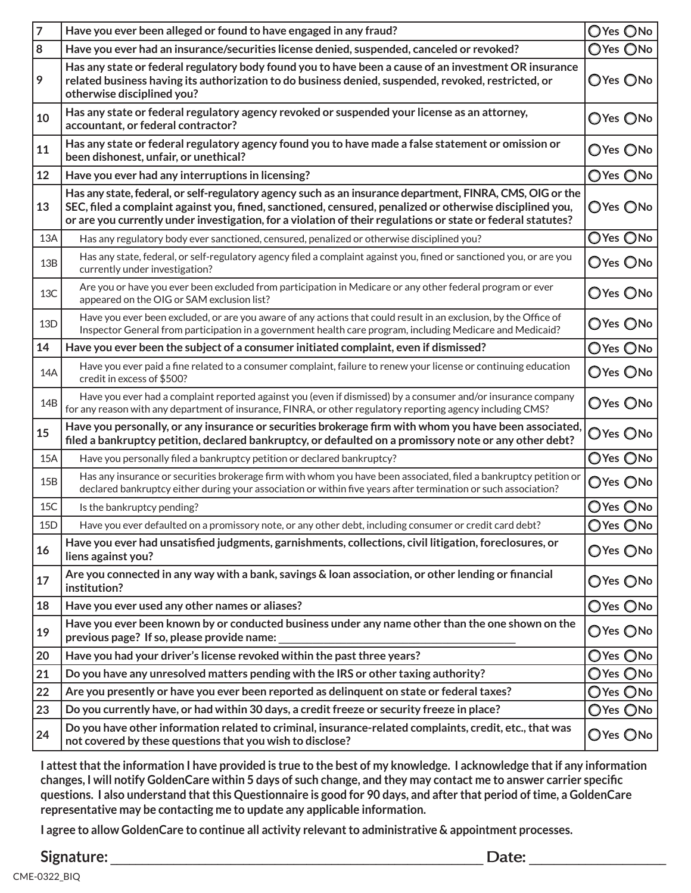| | | |
|---|---|---|
| **7** | **Have you ever been alleged or found to have engaged in any fraud?** | ◯Yes ◯No |
| **8** | **Have you ever had an insurance/securities license denied, suspended, canceled or revoked?** | ◯Yes ◯No |
| **9** | **Has any state or federal regulatory body found you to have been a cause of an investment OR insurance related business having its authorization to do business denied, suspended, revoked, restricted, or otherwise disciplined you?** | ◯Yes ◯No |
| **10** | **Has any state or federal regulatory agency revoked or suspended your license as an attorney, accountant, or federal contractor?** | ◯Yes ◯No |
| **11** | **Has any state or federal regulatory agency found you to have made a false statement or omission or been dishonest, unfair, or unethical?** | ◯Yes ◯No |
| **12** | **Have you ever had any interruptions in licensing?** | ◯Yes ◯No |
| **13** | **Has any state, federal, or self-regulatory agency such as an insurance department, FINRA, CMS, OIG or the SEC, filed a complaint against you, fined, sanctioned, censured, penalized or otherwise disciplined you, or are you currently under investigation, for a violation of their regulations or state or federal statutes?** | ◯Yes ◯No |
| 13A | Has any regulatory body ever sanctioned, censured, penalized or otherwise disciplined you? | ◯Yes ◯No |
| 13B | Has any state, federal, or self-regulatory agency filed a complaint against you, fined or sanctioned you, or are you currently under investigation? | ◯Yes ◯No |
| 13C | Are you or have you ever been excluded from participation in Medicare or any other federal program or ever appeared on the OIG or SAM exclusion list? | ◯Yes ◯No |
| 13D | Have you ever been excluded, or are you aware of any actions that could result in an exclusion, by the Office of Inspector General from participation in a government health care program, including Medicare and Medicaid? | ◯Yes ◯No |
| **14** | **Have you ever been the subject of a consumer initiated complaint, even if dismissed?** | ◯Yes ◯No |
| 14A | Have you ever paid a fine related to a consumer complaint, failure to renew your license or continuing education credit in excess of $500? | ◯Yes ◯No |
| 14B | Have you ever had a complaint reported against you (even if dismissed) by a consumer and/or insurance company for any reason with any department of insurance, FINRA, or other regulatory reporting agency including CMS? | ◯Yes ◯No |
| **15** | **Have you personally, or any insurance or securities brokerage firm with whom you have been associated, filed a bankruptcy petition, declared bankruptcy, or defaulted on a promissory note or any other debt?** | ◯Yes ◯No |
| 15A | Have you personally filed a bankruptcy petition or declared bankruptcy? | ◯Yes ◯No |
| 15B | Has any insurance or securities brokerage firm with whom you have been associated, filed a bankruptcy petition or declared bankruptcy either during your association or within five years after termination or such association? | ◯Yes ◯No |
| 15C | Is the bankruptcy pending? | ◯Yes ◯No |
| 15D | Have you ever defaulted on a promissory note, or any other debt, including consumer or credit card debt? | ◯Yes ◯No |
| **16** | **Have you ever had unsatisfied judgments, garnishments, collections, civil litigation, foreclosures, or liens against you?** | ◯Yes ◯No |
| **17** | **Are you connected in any way with a bank, savings & loan association, or other lending or financial institution?** | ◯Yes ◯No |
| **18** | **Have you ever used any other names or aliases?** | ◯Yes ◯No |
| **19** | **Have you ever been known by or conducted business under any name other than the one shown on the previous page? If so, please provide name: ____________________** | ◯Yes ◯No |
| **20** | **Have you had your driver's license revoked within the past three years?** | ◯Yes ◯No |
| **21** | **Do you have any unresolved matters pending with the IRS or other taxing authority?** | ◯Yes ◯No |
| **22** | **Are you presently or have you ever been reported as delinquent on state or federal taxes?** | ◯Yes ◯No |
| **23** | **Do you currently have, or had within 30 days, a credit freeze or security freeze in place?** | ◯Yes ◯No |
| **24** | **Do you have other information related to criminal, insurance-related complaints, credit, etc., that was not covered by these questions that you wish to disclose?** | ◯Yes ◯No |

**I attest that the information I have provided is true to the best of my knowledge. I acknowledge that if any information changes, I will notify GoldenCare within 5 days of such change, and they may contact me to answer carrier specific questions. I also understand that this Questionnaire is good for 90 days, and after that period of time, a GoldenCare representative may be contacting me to update any applicable information.**

**I agree to allow GoldenCare to continue all activity relevant to administrative & appointment processes.**

**Signature:** ______________________________ **Date:** ____________________

CME-0322_BIQ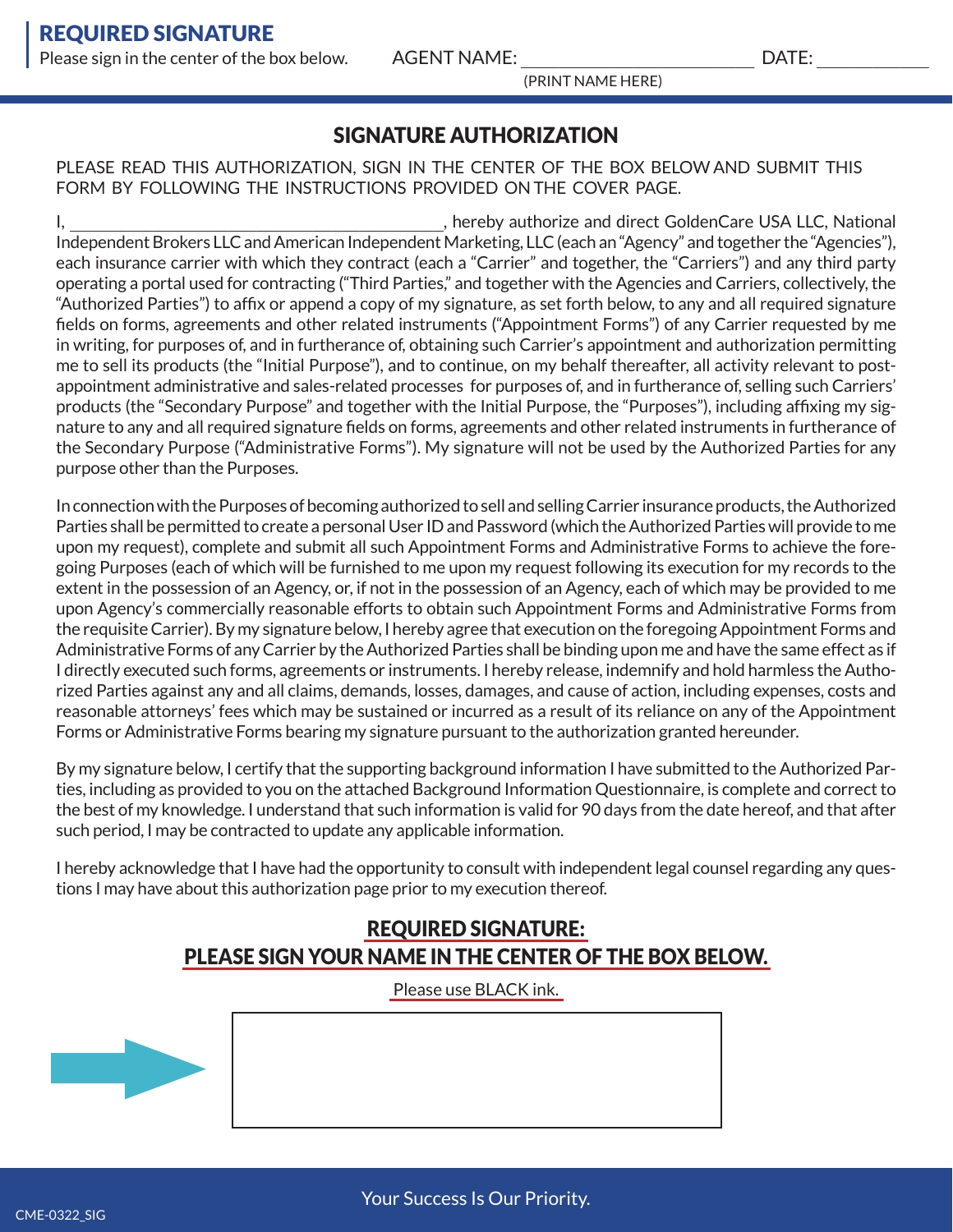**REQUIRED SIGNATURE**
Please sign in the center of the box below.

AGENT NAME: ______________________ DATE: __________
(PRINT NAME HERE)

## SIGNATURE AUTHORIZATION

PLEASE READ THIS AUTHORIZATION, SIGN IN THE CENTER OF THE BOX BELOW AND SUBMIT THIS FORM BY FOLLOWING THE INSTRUCTIONS PROVIDED ON THE COVER PAGE.

I, ________________________________________, hereby authorize and direct GoldenCare USA LLC, National Independent Brokers LLC and American Independent Marketing, LLC (each an "Agency" and together the "Agencies"), each insurance carrier with which they contract (each a "Carrier" and together, the "Carriers") and any third party operating a portal used for contracting ("Third Parties," and together with the Agencies and Carriers, collectively, the "Authorized Parties") to affix or append a copy of my signature, as set forth below, to any and all required signature fields on forms, agreements and other related instruments ("Appointment Forms") of any Carrier requested by me in writing, for purposes of, and in furtherance of, obtaining such Carrier's appointment and authorization permitting me to sell its products (the "Initial Purpose"), and to continue, on my behalf thereafter, all activity relevant to post-appointment administrative and sales-related processes for purposes of, and in furtherance of, selling such Carriers' products (the "Secondary Purpose" and together with the Initial Purpose, the "Purposes"), including affixing my signature to any and all required signature fields on forms, agreements and other related instruments in furtherance of the Secondary Purpose ("Administrative Forms"). My signature will not be used by the Authorized Parties for any purpose other than the Purposes.

In connection with the Purposes of becoming authorized to sell and selling Carrier insurance products, the Authorized Parties shall be permitted to create a personal User ID and Password (which the Authorized Parties will provide to me upon my request), complete and submit all such Appointment Forms and Administrative Forms to achieve the foregoing Purposes (each of which will be furnished to me upon my request following its execution for my records to the extent in the possession of an Agency, or, if not in the possession of an Agency, each of which may be provided to me upon Agency's commercially reasonable efforts to obtain such Appointment Forms and Administrative Forms from the requisite Carrier). By my signature below, I hereby agree that execution on the foregoing Appointment Forms and Administrative Forms of any Carrier by the Authorized Parties shall be binding upon me and have the same effect as if I directly executed such forms, agreements or instruments. I hereby release, indemnify and hold harmless the Authorized Parties against any and all claims, demands, losses, damages, and cause of action, including expenses, costs and reasonable attorneys' fees which may be sustained or incurred as a result of its reliance on any of the Appointment Forms or Administrative Forms bearing my signature pursuant to the authorization granted hereunder.

By my signature below, I certify that the supporting background information I have submitted to the Authorized Parties, including as provided to you on the attached Background Information Questionnaire, is complete and correct to the best of my knowledge. I understand that such information is valid for 90 days from the date hereof, and that after such period, I may be contracted to update any applicable information.

I hereby acknowledge that I have had the opportunity to consult with independent legal counsel regarding any questions I may have about this authorization page prior to my execution thereof.

### REQUIRED SIGNATURE:
### PLEASE SIGN YOUR NAME IN THE CENTER OF THE BOX BELOW.

Please use BLACK ink.

|  |
|---|
|  |

Your Success Is Our Priority.

CME-0322_SIG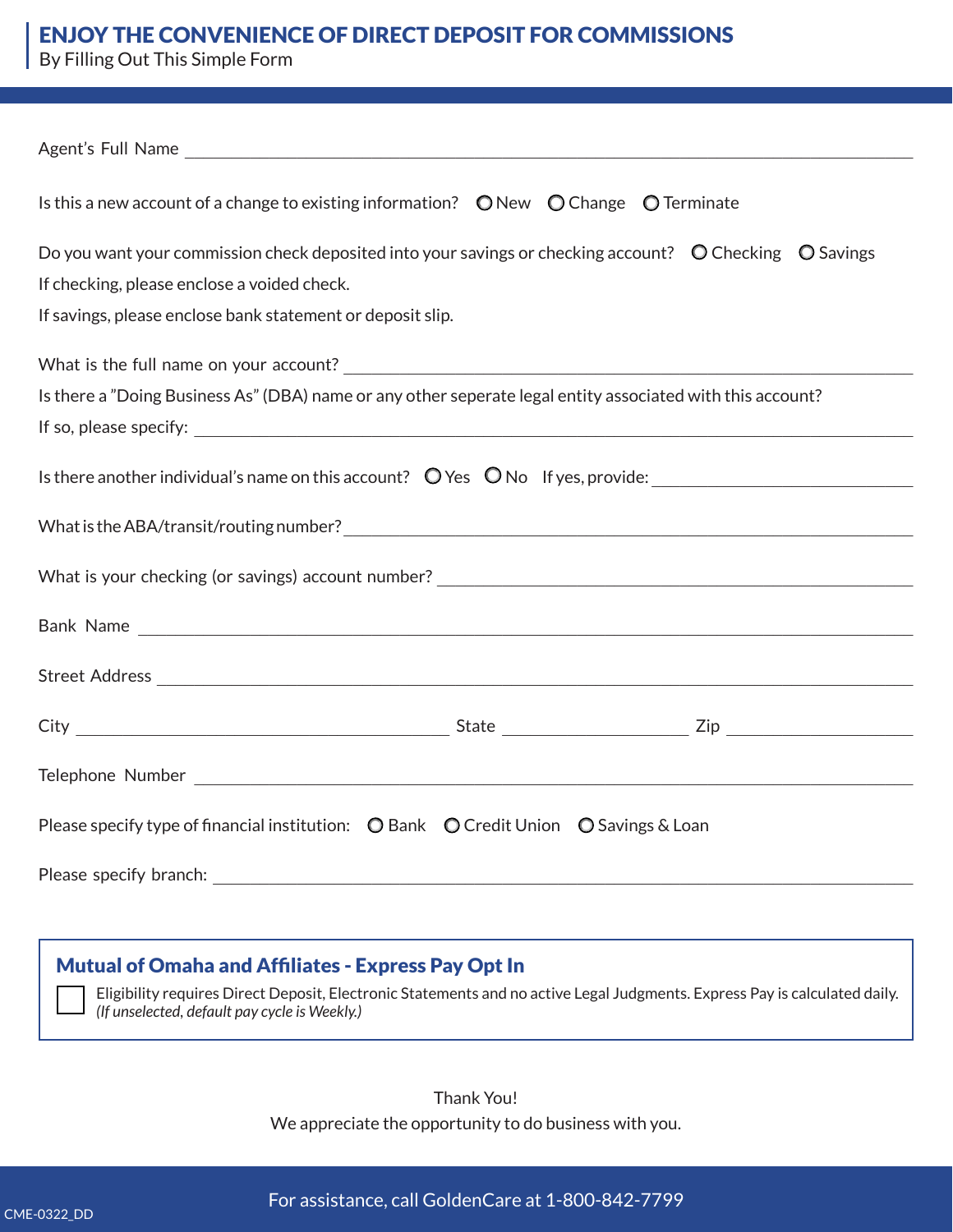# ENJOY THE CONVENIENCE OF DIRECT DEPOSIT FOR COMMISSIONS

By Filling Out This Simple Form

Agent's Full Name ______________________________

Is this a new account of a change to existing information? ○ New ○ Change ○ Terminate

Do you want your commission check deposited into your savings or checking account? ○ Checking ○ Savings

If checking, please enclose a voided check.

If savings, please enclose bank statement or deposit slip.

What is the full name on your account? ______________________________

Is there a "Doing Business As" (DBA) name or any other seperate legal entity associated with this account?

If so, please specify: ______________________________

Is there another individual's name on this account? ○ Yes ○ No If yes, provide: ______________________________

What is the ABA/transit/routing number? ______________________________

What is your checking (or savings) account number? ______________________________

Bank Name ______________________________

Street Address ______________________________

City ______________________________ State ______________ Zip ______________

Telephone Number ______________________________

Please specify type of financial institution: ○ Bank ○ Credit Union ○ Savings & Loan

Please specify branch: ______________________________

## Mutual of Omaha and Affiliates - Express Pay Opt In

☐ Eligibility requires Direct Deposit, Electronic Statements and no active Legal Judgments. Express Pay is calculated daily. *(If unselected, default pay cycle is Weekly.)*

Thank You!

We appreciate the opportunity to do business with you.

For assistance, call GoldenCare at 1-800-842-7799

CME-0322_DD